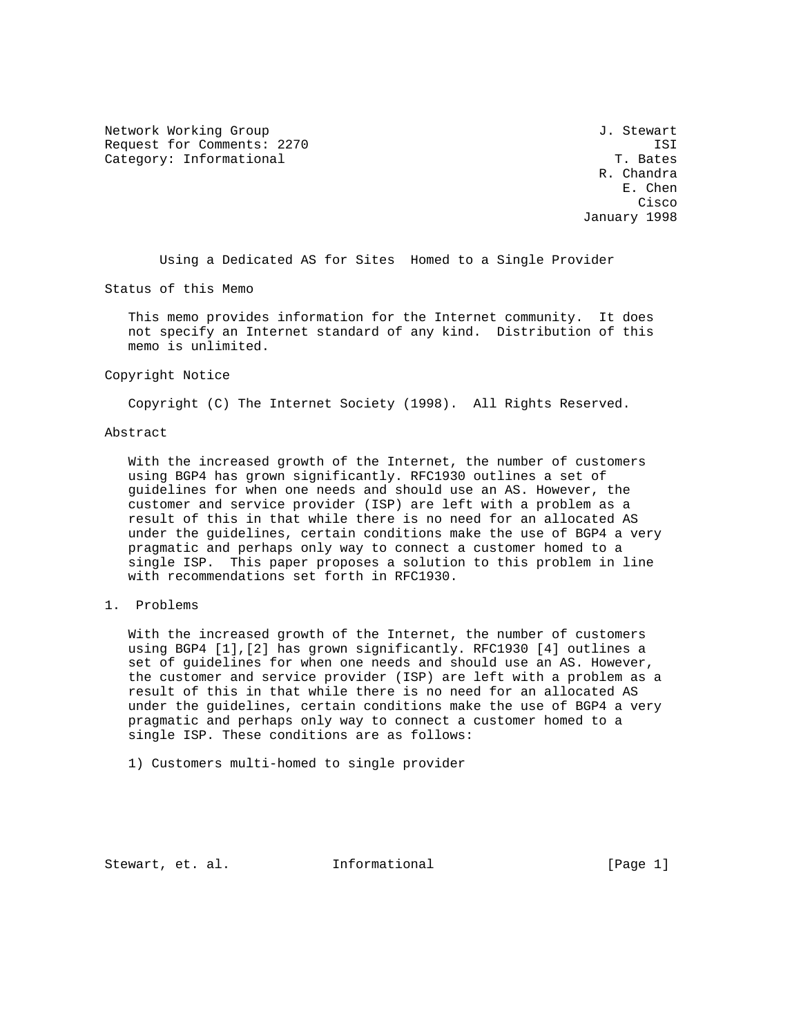Network Working Group J. Stewart
Request for Comments: 2270 ISI
Category: Informational T. Bates
R. Chandra
E. Chen
Cisco
January 1998

# Using a Dedicated AS for Sites  Homed to a Single Provider

## Status of this Memo

This memo provides information for the Internet community.  It does not specify an Internet standard of any kind.  Distribution of this memo is unlimited.

## Copyright Notice

Copyright (C) The Internet Society (1998).  All Rights Reserved.

## Abstract

With the increased growth of the Internet, the number of customers using BGP4 has grown significantly. RFC1930 outlines a set of guidelines for when one needs and should use an AS. However, the customer and service provider (ISP) are left with a problem as a result of this in that while there is no need for an allocated AS under the guidelines, certain conditions make the use of BGP4 a very pragmatic and perhaps only way to connect a customer homed to a single ISP.  This paper proposes a solution to this problem in line with recommendations set forth in RFC1930.

## 1.  Problems

With the increased growth of the Internet, the number of customers using BGP4 [1],[2] has grown significantly. RFC1930 [4] outlines a set of guidelines for when one needs and should use an AS. However, the customer and service provider (ISP) are left with a problem as a result of this in that while there is no need for an allocated AS under the guidelines, certain conditions make the use of BGP4 a very pragmatic and perhaps only way to connect a customer homed to a single ISP. These conditions are as follows:

1) Customers multi-homed to single provider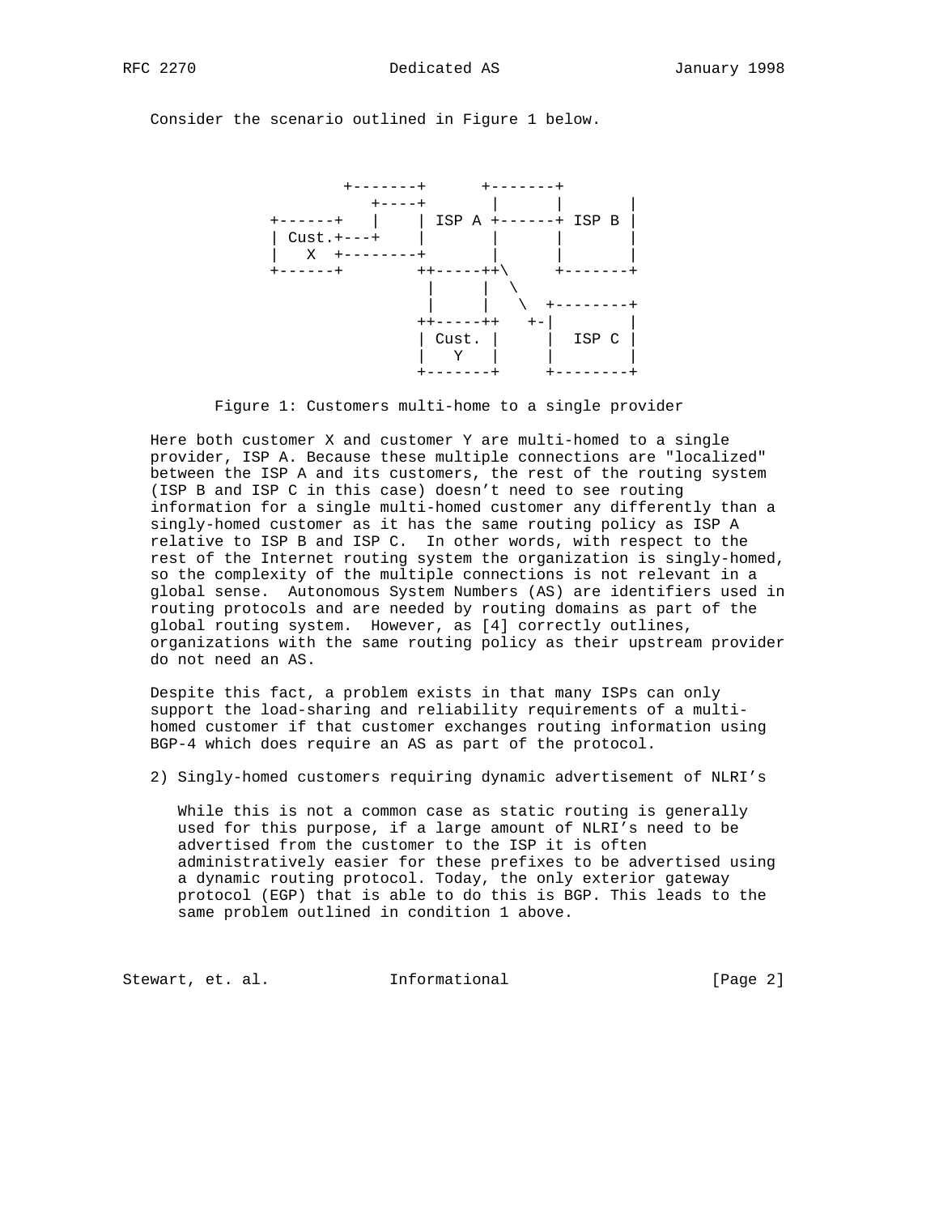Consider the scenario outlined in Figure 1 below.

```
              +-------+      +-------+
                 +----+       |       |       |
+------+   |    | ISP A +------+ ISP B |
| Cust.+---+    |       |       |       |
|   X  +--------+       |       |       |
+------+        ++-----++\      +-------+
                 |     |  \
                 |     |   \  +--------+
                ++-----++   +-|        |
                | Cust. |     |  ISP C |
                |   Y   |     |        |
                +-------+     +--------+
```

Figure 1: Customers multi-home to a single provider

Here both customer X and customer Y are multi-homed to a single provider, ISP A. Because these multiple connections are "localized" between the ISP A and its customers, the rest of the routing system (ISP B and ISP C in this case) doesn't need to see routing information for a single multi-homed customer any differently than a singly-homed customer as it has the same routing policy as ISP A relative to ISP B and ISP C. In other words, with respect to the rest of the Internet routing system the organization is singly-homed, so the complexity of the multiple connections is not relevant in a global sense. Autonomous System Numbers (AS) are identifiers used in routing protocols and are needed by routing domains as part of the global routing system. However, as [4] correctly outlines, organizations with the same routing policy as their upstream provider do not need an AS.

Despite this fact, a problem exists in that many ISPs can only support the load-sharing and reliability requirements of a multi-homed customer if that customer exchanges routing information using BGP-4 which does require an AS as part of the protocol.

2) Singly-homed customers requiring dynamic advertisement of NLRI's

   While this is not a common case as static routing is generally used for this purpose, if a large amount of NLRI's need to be advertised from the customer to the ISP it is often administratively easier for these prefixes to be advertised using a dynamic routing protocol. Today, the only exterior gateway protocol (EGP) that is able to do this is BGP. This leads to the same problem outlined in condition 1 above.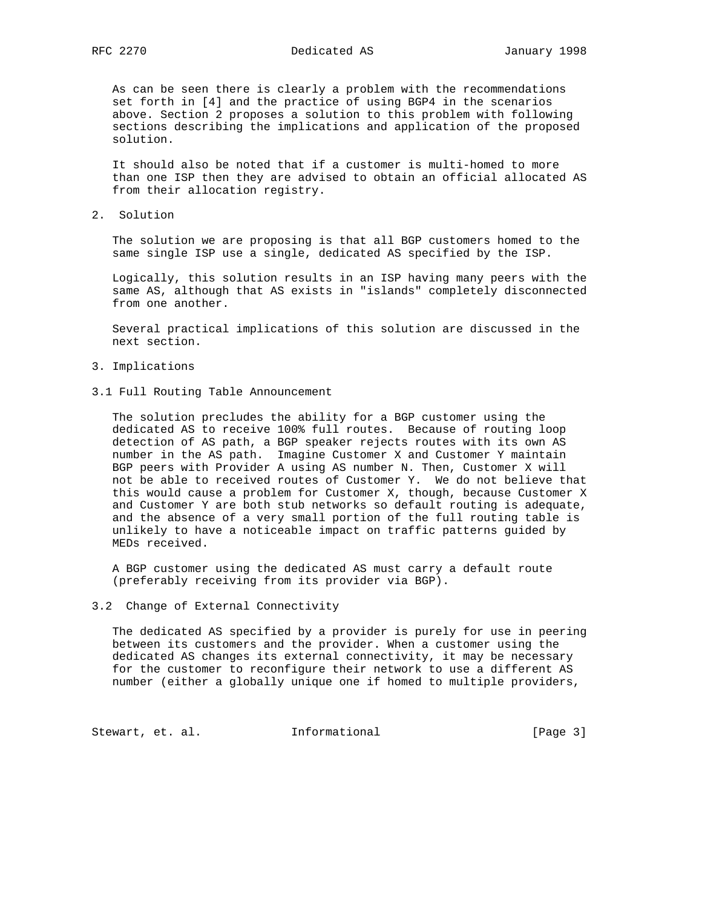As can be seen there is clearly a problem with the recommendations set forth in [4] and the practice of using BGP4 in the scenarios above. Section 2 proposes a solution to this problem with following sections describing the implications and application of the proposed solution.

It should also be noted that if a customer is multi-homed to more than one ISP then they are advised to obtain an official allocated AS from their allocation registry.

## 2. Solution

The solution we are proposing is that all BGP customers homed to the same single ISP use a single, dedicated AS specified by the ISP.

Logically, this solution results in an ISP having many peers with the same AS, although that AS exists in "islands" completely disconnected from one another.

Several practical implications of this solution are discussed in the next section.

## 3. Implications

### 3.1 Full Routing Table Announcement

The solution precludes the ability for a BGP customer using the dedicated AS to receive 100% full routes. Because of routing loop detection of AS path, a BGP speaker rejects routes with its own AS number in the AS path. Imagine Customer X and Customer Y maintain BGP peers with Provider A using AS number N. Then, Customer X will not be able to received routes of Customer Y. We do not believe that this would cause a problem for Customer X, though, because Customer X and Customer Y are both stub networks so default routing is adequate, and the absence of a very small portion of the full routing table is unlikely to have a noticeable impact on traffic patterns guided by MEDs received.

A BGP customer using the dedicated AS must carry a default route (preferably receiving from its provider via BGP).

### 3.2 Change of External Connectivity

The dedicated AS specified by a provider is purely for use in peering between its customers and the provider. When a customer using the dedicated AS changes its external connectivity, it may be necessary for the customer to reconfigure their network to use a different AS number (either a globally unique one if homed to multiple providers,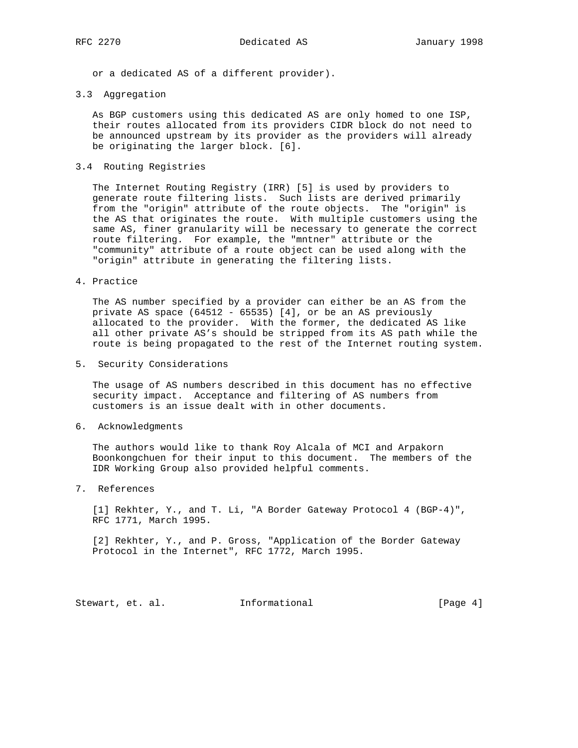or a dedicated AS of a different provider).

## 3.3 Aggregation

As BGP customers using this dedicated AS are only homed to one ISP, their routes allocated from its providers CIDR block do not need to be announced upstream by its provider as the providers will already be originating the larger block. [6].

## 3.4 Routing Registries

The Internet Routing Registry (IRR) [5] is used by providers to generate route filtering lists. Such lists are derived primarily from the "origin" attribute of the route objects. The "origin" is the AS that originates the route. With multiple customers using the same AS, finer granularity will be necessary to generate the correct route filtering. For example, the "mntner" attribute or the "community" attribute of a route object can be used along with the "origin" attribute in generating the filtering lists.

# 4. Practice

The AS number specified by a provider can either be an AS from the private AS space (64512 - 65535) [4], or be an AS previously allocated to the provider. With the former, the dedicated AS like all other private AS's should be stripped from its AS path while the route is being propagated to the rest of the Internet routing system.

# 5. Security Considerations

The usage of AS numbers described in this document has no effective security impact. Acceptance and filtering of AS numbers from customers is an issue dealt with in other documents.

# 6. Acknowledgments

The authors would like to thank Roy Alcala of MCI and Arpakorn Boonkongchuen for their input to this document. The members of the IDR Working Group also provided helpful comments.

# 7. References

[1] Rekhter, Y., and T. Li, "A Border Gateway Protocol 4 (BGP-4)", RFC 1771, March 1995.

[2] Rekhter, Y., and P. Gross, "Application of the Border Gateway Protocol in the Internet", RFC 1772, March 1995.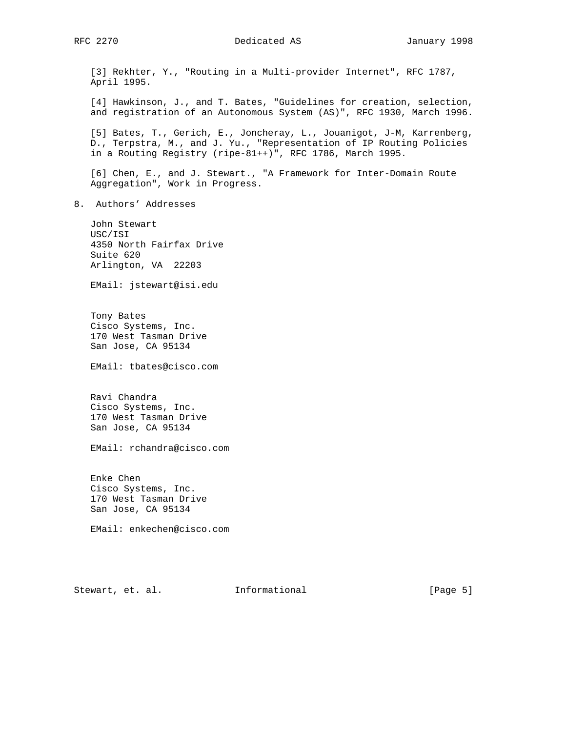[3] Rekhter, Y., "Routing in a Multi-provider Internet", RFC 1787, April 1995.

[4] Hawkinson, J., and T. Bates, "Guidelines for creation, selection, and registration of an Autonomous System (AS)", RFC 1930, March 1996.

[5] Bates, T., Gerich, E., Joncheray, L., Jouanigot, J-M, Karrenberg, D., Terpstra, M., and J. Yu., "Representation of IP Routing Policies in a Routing Registry (ripe-81++)", RFC 1786, March 1995.

[6] Chen, E., and J. Stewart., "A Framework for Inter-Domain Route Aggregation", Work in Progress.

## 8. Authors' Addresses

John Stewart
USC/ISI
4350 North Fairfax Drive
Suite 620
Arlington, VA 22203

EMail: jstewart@isi.edu

Tony Bates
Cisco Systems, Inc.
170 West Tasman Drive
San Jose, CA 95134

EMail: tbates@cisco.com

Ravi Chandra
Cisco Systems, Inc.
170 West Tasman Drive
San Jose, CA 95134

EMail: rchandra@cisco.com

Enke Chen
Cisco Systems, Inc.
170 West Tasman Drive
San Jose, CA 95134

EMail: enkechen@cisco.com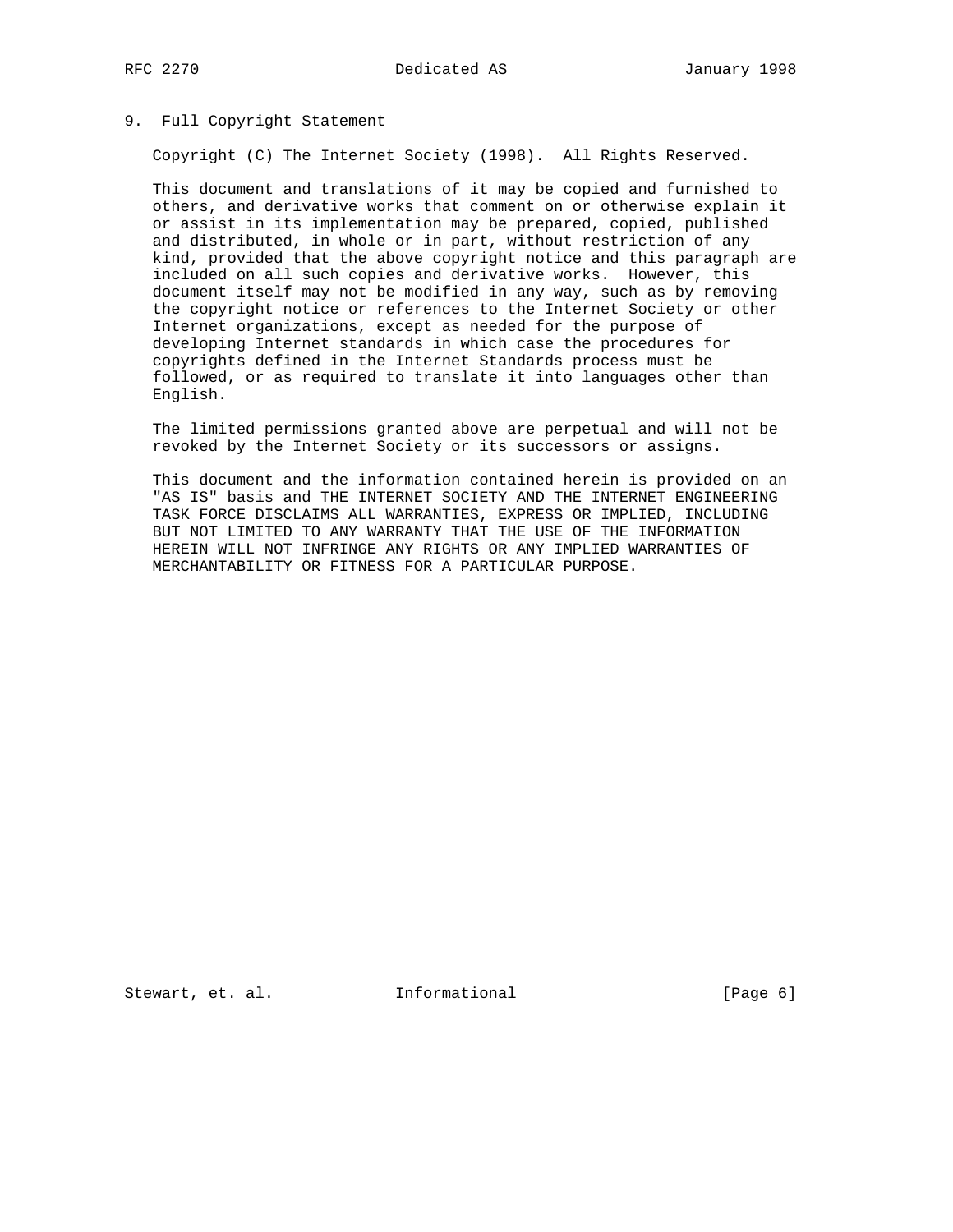## 9. Full Copyright Statement

Copyright (C) The Internet Society (1998). All Rights Reserved.

This document and translations of it may be copied and furnished to others, and derivative works that comment on or otherwise explain it or assist in its implementation may be prepared, copied, published and distributed, in whole or in part, without restriction of any kind, provided that the above copyright notice and this paragraph are included on all such copies and derivative works. However, this document itself may not be modified in any way, such as by removing the copyright notice or references to the Internet Society or other Internet organizations, except as needed for the purpose of developing Internet standards in which case the procedures for copyrights defined in the Internet Standards process must be followed, or as required to translate it into languages other than English.

The limited permissions granted above are perpetual and will not be revoked by the Internet Society or its successors or assigns.

This document and the information contained herein is provided on an "AS IS" basis and THE INTERNET SOCIETY AND THE INTERNET ENGINEERING TASK FORCE DISCLAIMS ALL WARRANTIES, EXPRESS OR IMPLIED, INCLUDING BUT NOT LIMITED TO ANY WARRANTY THAT THE USE OF THE INFORMATION HEREIN WILL NOT INFRINGE ANY RIGHTS OR ANY IMPLIED WARRANTIES OF MERCHANTABILITY OR FITNESS FOR A PARTICULAR PURPOSE.